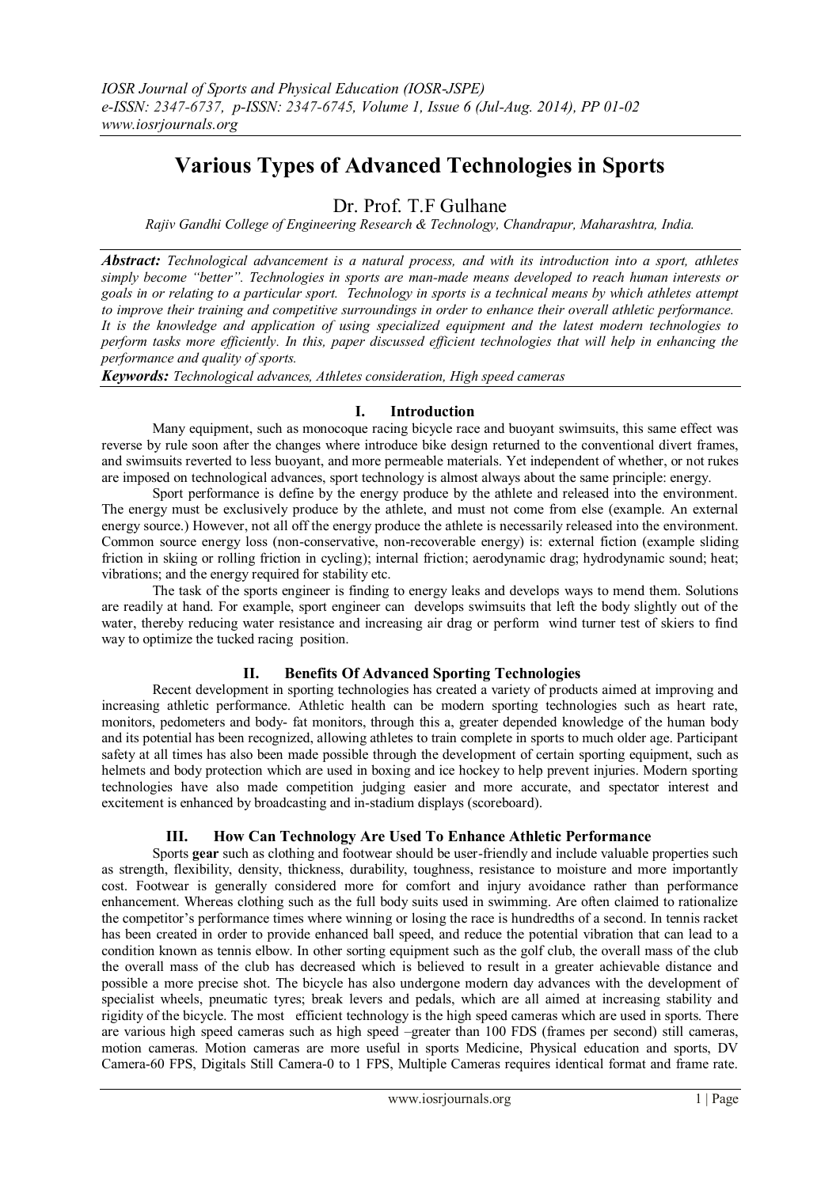# Various Types of Advanced Technologies in Sports

Dr. Prof. T.F Gulhane

*Rajiv Gandhi College of Engineering Research & Technology, Chandrapur, Maharashtra, India.*

***Abstract:*** *Technological advancement is a natural process, and with its introduction into a sport, athletes simply become "better". Technologies in sports are man-made means developed to reach human interests or goals in or relating to a particular sport. Technology in sports is a technical means by which athletes attempt to improve their training and competitive surroundings in order to enhance their overall athletic performance. It is the knowledge and application of using specialized equipment and the latest modern technologies to perform tasks more efficiently. In this, paper discussed efficient technologies that will help in enhancing the performance and quality of sports.*

***Keywords:*** *Technological advances, Athletes consideration, High speed cameras*

## I. Introduction

Many equipment, such as monocoque racing bicycle race and buoyant swimsuits, this same effect was reverse by rule soon after the changes where introduce bike design returned to the conventional divert frames, and swimsuits reverted to less buoyant, and more permeable materials. Yet independent of whether, or not rukes are imposed on technological advances, sport technology is almost always about the same principle: energy.

Sport performance is define by the energy produce by the athlete and released into the environment. The energy must be exclusively produce by the athlete, and must not come from else (example. An external energy source.) However, not all off the energy produce the athlete is necessarily released into the environment. Common source energy loss (non-conservative, non-recoverable energy) is: external fiction (example sliding friction in skiing or rolling friction in cycling); internal friction; aerodynamic drag; hydrodynamic sound; heat; vibrations; and the energy required for stability etc.

The task of the sports engineer is finding to energy leaks and develops ways to mend them. Solutions are readily at hand. For example, sport engineer can develops swimsuits that left the body slightly out of the water, thereby reducing water resistance and increasing air drag or perform wind turner test of skiers to find way to optimize the tucked racing position.

## II. Benefits Of Advanced Sporting Technologies

Recent development in sporting technologies has created a variety of products aimed at improving and increasing athletic performance. Athletic health can be modern sporting technologies such as heart rate, monitors, pedometers and body- fat monitors, through this a, greater depended knowledge of the human body and its potential has been recognized, allowing athletes to train complete in sports to much older age. Participant safety at all times has also been made possible through the development of certain sporting equipment, such as helmets and body protection which are used in boxing and ice hockey to help prevent injuries. Modern sporting technologies have also made competition judging easier and more accurate, and spectator interest and excitement is enhanced by broadcasting and in-stadium displays (scoreboard).

## III. How Can Technology Are Used To Enhance Athletic Performance

Sports **gear** such as clothing and footwear should be user-friendly and include valuable properties such as strength, flexibility, density, thickness, durability, toughness, resistance to moisture and more importantly cost. Footwear is generally considered more for comfort and injury avoidance rather than performance enhancement. Whereas clothing such as the full body suits used in swimming. Are often claimed to rationalize the competitor's performance times where winning or losing the race is hundredths of a second. In tennis racket has been created in order to provide enhanced ball speed, and reduce the potential vibration that can lead to a condition known as tennis elbow. In other sorting equipment such as the golf club, the overall mass of the club the overall mass of the club has decreased which is believed to result in a greater achievable distance and possible a more precise shot. The bicycle has also undergone modern day advances with the development of specialist wheels, pneumatic tyres; break levers and pedals, which are all aimed at increasing stability and rigidity of the bicycle. The most efficient technology is the high speed cameras which are used in sports. There are various high speed cameras such as high speed –greater than 100 FDS (frames per second) still cameras, motion cameras. Motion cameras are more useful in sports Medicine, Physical education and sports, DV Camera-60 FPS, Digitals Still Camera-0 to 1 FPS, Multiple Cameras requires identical format and frame rate.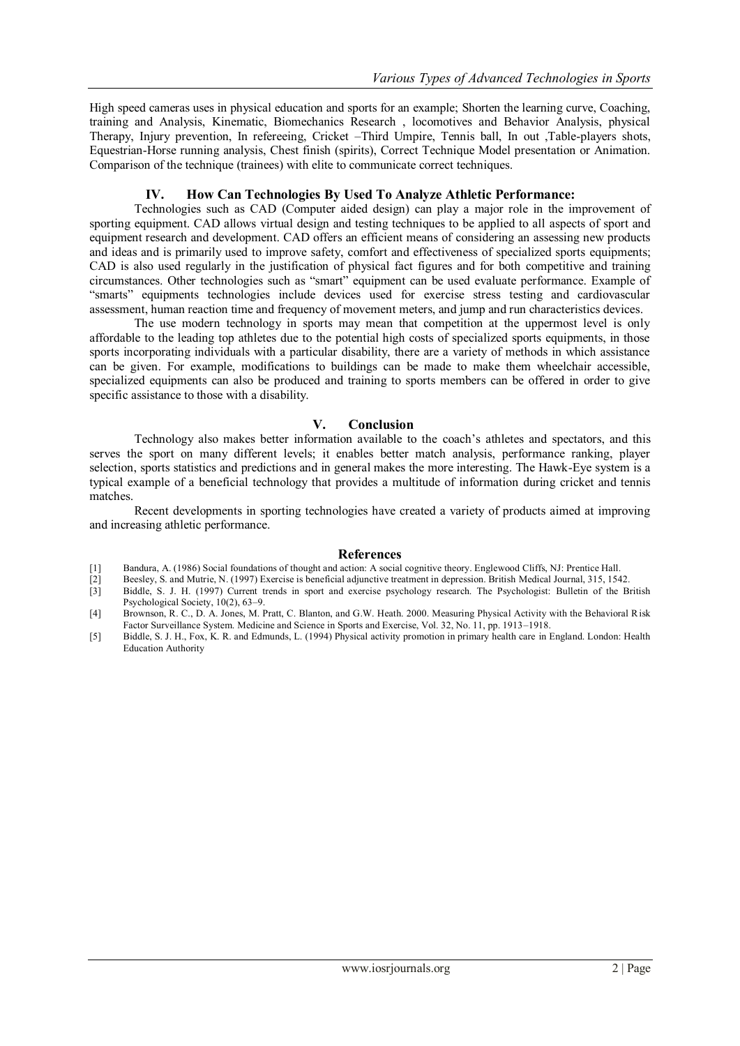High speed cameras uses in physical education and sports for an example; Shorten the learning curve, Coaching, training and Analysis, Kinematic, Biomechanics Research , locomotives and Behavior Analysis, physical Therapy, Injury prevention, In refereeing, Cricket –Third Umpire, Tennis ball, In out ,Table-players shots, Equestrian-Horse running analysis, Chest finish (spirits), Correct Technique Model presentation or Animation. Comparison of the technique (trainees) with elite to communicate correct techniques.

## IV. How Can Technologies By Used To Analyze Athletic Performance:

Technologies such as CAD (Computer aided design) can play a major role in the improvement of sporting equipment. CAD allows virtual design and testing techniques to be applied to all aspects of sport and equipment research and development. CAD offers an efficient means of considering an assessing new products and ideas and is primarily used to improve safety, comfort and effectiveness of specialized sports equipments; CAD is also used regularly in the justification of physical fact figures and for both competitive and training circumstances. Other technologies such as "smart" equipment can be used evaluate performance. Example of "smarts" equipments technologies include devices used for exercise stress testing and cardiovascular assessment, human reaction time and frequency of movement meters, and jump and run characteristics devices.

The use modern technology in sports may mean that competition at the uppermost level is only affordable to the leading top athletes due to the potential high costs of specialized sports equipments, in those sports incorporating individuals with a particular disability, there are a variety of methods in which assistance can be given. For example, modifications to buildings can be made to make them wheelchair accessible, specialized equipments can also be produced and training to sports members can be offered in order to give specific assistance to those with a disability.

## V. Conclusion

Technology also makes better information available to the coach's athletes and spectators, and this serves the sport on many different levels; it enables better match analysis, performance ranking, player selection, sports statistics and predictions and in general makes the more interesting. The Hawk-Eye system is a typical example of a beneficial technology that provides a multitude of information during cricket and tennis matches.

Recent developments in sporting technologies have created a variety of products aimed at improving and increasing athletic performance.

## References

[1] Bandura, A. (1986) Social foundations of thought and action: A social cognitive theory. Englewood Cliffs, NJ: Prentice Hall.

[2] Beesley, S. and Mutrie, N. (1997) Exercise is beneficial adjunctive treatment in depression. British Medical Journal, 315, 1542.

[3] Biddle, S. J. H. (1997) Current trends in sport and exercise psychology research. The Psychologist: Bulletin of the British Psychological Society, 10(2), 63–9.

[4] Brownson, R. C., D. A. Jones, M. Pratt, C. Blanton, and G.W. Heath. 2000. Measuring Physical Activity with the Behavioral Risk Factor Surveillance System. Medicine and Science in Sports and Exercise, Vol. 32, No. 11, pp. 1913–1918.

[5] Biddle, S. J. H., Fox, K. R. and Edmunds, L. (1994) Physical activity promotion in primary health care in England. London: Health Education Authority